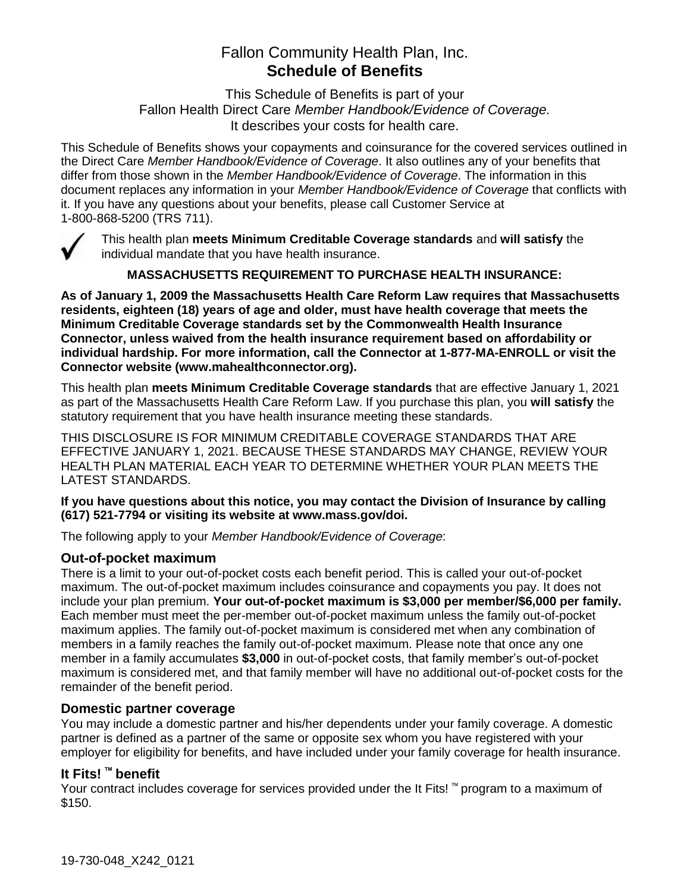# Fallon Community Health Plan, Inc.
## Schedule of Benefits

This Schedule of Benefits is part of your
Fallon Health Direct Care *Member Handbook/Evidence of Coverage.*
It describes your costs for health care.

This Schedule of Benefits shows your copayments and coinsurance for the covered services outlined in the Direct Care *Member Handbook/Evidence of Coverage*. It also outlines any of your benefits that differ from those shown in the *Member Handbook/Evidence of Coverage*. The information in this document replaces any information in your *Member Handbook/Evidence of Coverage* that conflicts with it. If you have any questions about your benefits, please call Customer Service at 1-800-868-5200 (TRS 711).

✓ This health plan **meets Minimum Creditable Coverage standards** and **will satisfy** the individual mandate that you have health insurance.

**MASSACHUSETTS REQUIREMENT TO PURCHASE HEALTH INSURANCE:**

**As of January 1, 2009 the Massachusetts Health Care Reform Law requires that Massachusetts residents, eighteen (18) years of age and older, must have health coverage that meets the Minimum Creditable Coverage standards set by the Commonwealth Health Insurance Connector, unless waived from the health insurance requirement based on affordability or individual hardship. For more information, call the Connector at 1-877-MA-ENROLL or visit the Connector website (www.mahealthconnector.org).**

This health plan **meets Minimum Creditable Coverage standards** that are effective January 1, 2021 as part of the Massachusetts Health Care Reform Law. If you purchase this plan, you **will satisfy** the statutory requirement that you have health insurance meeting these standards.

THIS DISCLOSURE IS FOR MINIMUM CREDITABLE COVERAGE STANDARDS THAT ARE EFFECTIVE JANUARY 1, 2021. BECAUSE THESE STANDARDS MAY CHANGE, REVIEW YOUR HEALTH PLAN MATERIAL EACH YEAR TO DETERMINE WHETHER YOUR PLAN MEETS THE LATEST STANDARDS.

**If you have questions about this notice, you may contact the Division of Insurance by calling (617) 521-7794 or visiting its website at www.mass.gov/doi.**

The following apply to your *Member Handbook/Evidence of Coverage*:

### Out-of-pocket maximum

There is a limit to your out-of-pocket costs each benefit period. This is called your out-of-pocket maximum. The out-of-pocket maximum includes coinsurance and copayments you pay. It does not include your plan premium. **Your out-of-pocket maximum is $3,000 per member/$6,000 per family.** Each member must meet the per-member out-of-pocket maximum unless the family out-of-pocket maximum applies. The family out-of-pocket maximum is considered met when any combination of members in a family reaches the family out-of-pocket maximum. Please note that once any one member in a family accumulates **$3,000** in out-of-pocket costs, that family member's out-of-pocket maximum is considered met, and that family member will have no additional out-of-pocket costs for the remainder of the benefit period.

### Domestic partner coverage

You may include a domestic partner and his/her dependents under your family coverage. A domestic partner is defined as a partner of the same or opposite sex whom you have registered with your employer for eligibility for benefits, and have included under your family coverage for health insurance.

### It Fits! ™ benefit

Your contract includes coverage for services provided under the It Fits! ™ program to a maximum of $150.

19-730-048_X242_0121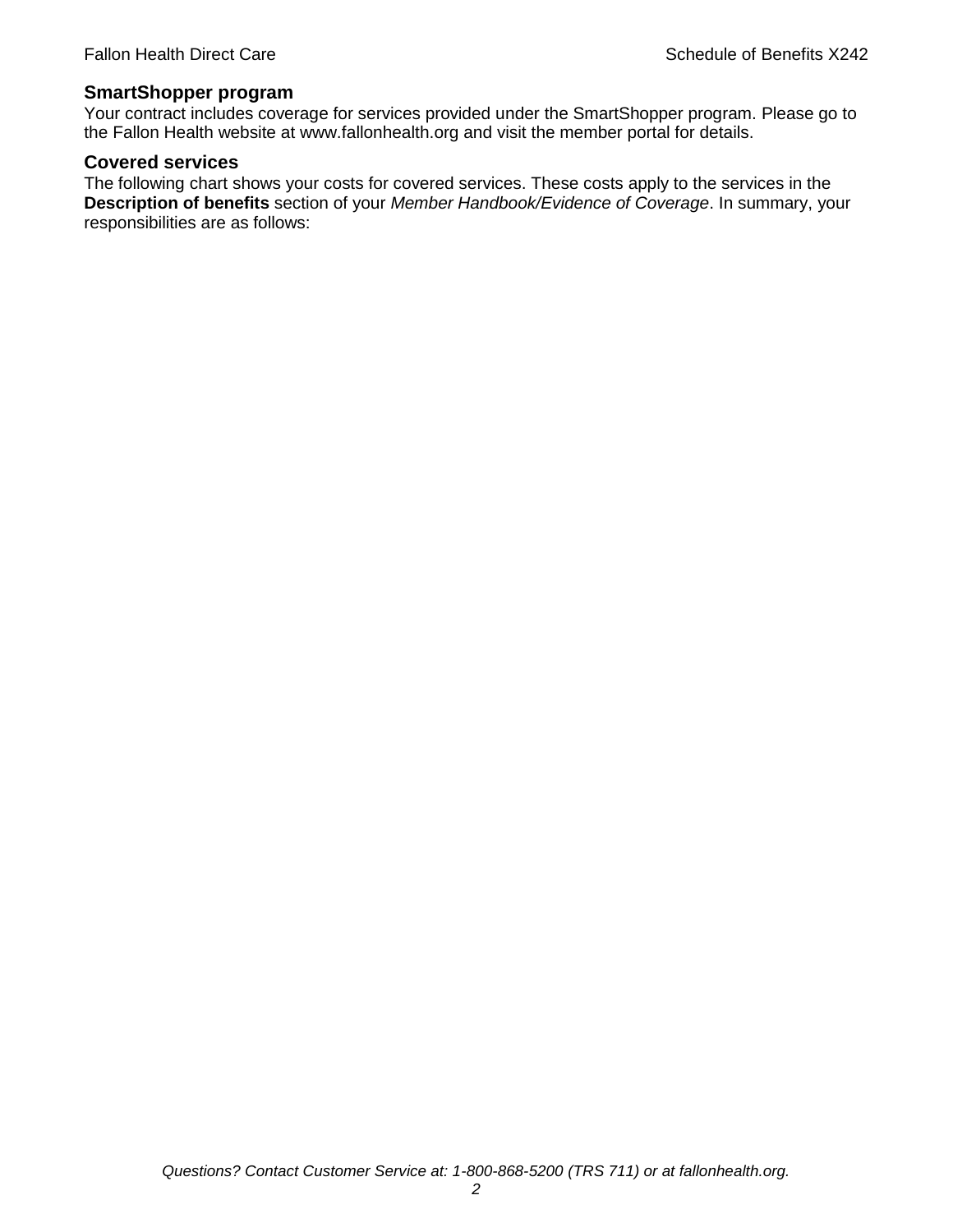## SmartShopper program

Your contract includes coverage for services provided under the SmartShopper program. Please go to the Fallon Health website at www.fallonhealth.org and visit the member portal for details.

## Covered services

The following chart shows your costs for covered services. These costs apply to the services in the **Description of benefits** section of your *Member Handbook/Evidence of Coverage*. In summary, your responsibilities are as follows: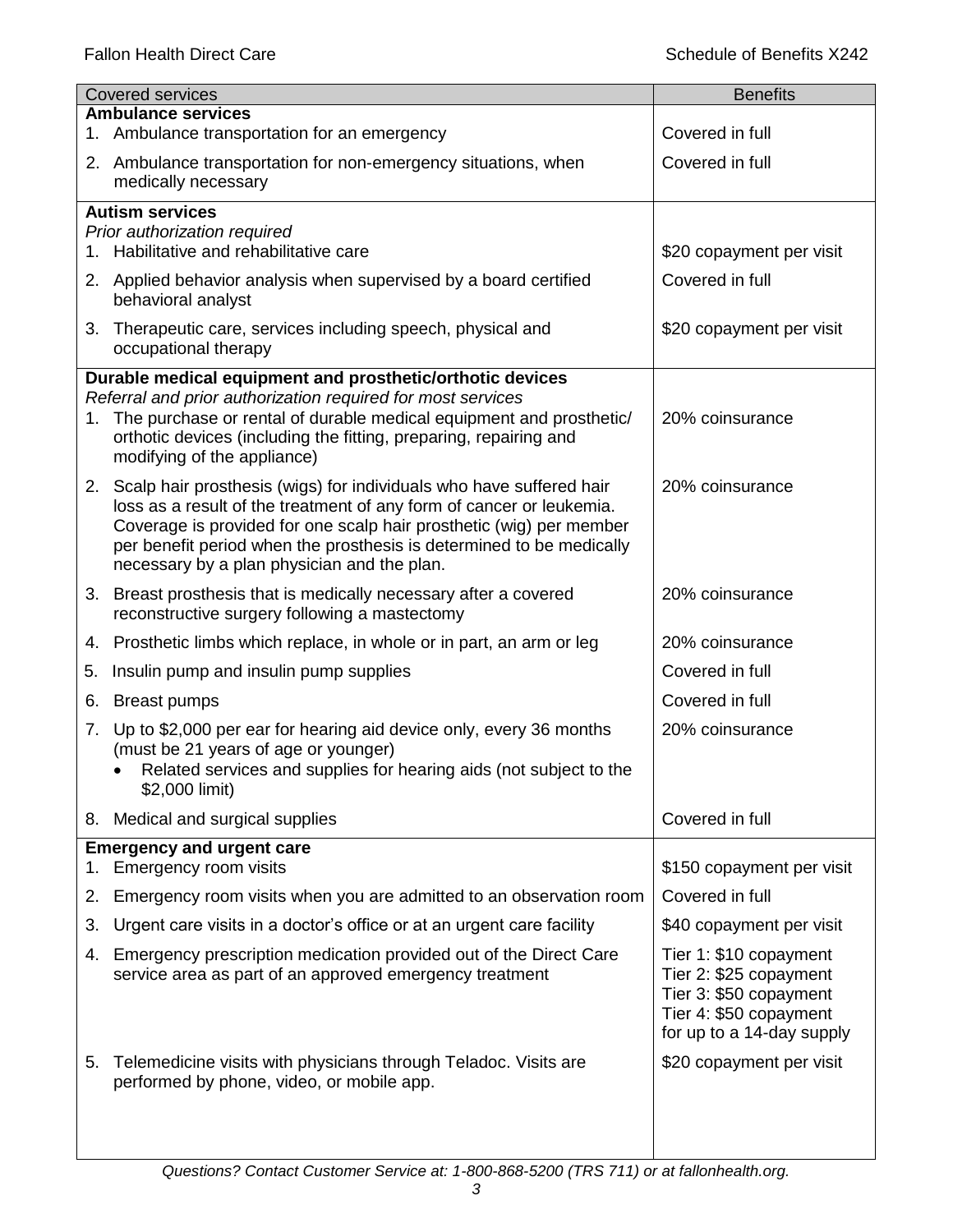| Covered services | Benefits |
|---|---|
| **Ambulance services** | |
| 1. Ambulance transportation for an emergency | Covered in full |
| 2. Ambulance transportation for non-emergency situations, when medically necessary | Covered in full |
| **Autism services**<br>*Prior authorization required* | |
| 1. Habilitative and rehabilitative care | $20 copayment per visit |
| 2. Applied behavior analysis when supervised by a board certified behavioral analyst | Covered in full |
| 3. Therapeutic care, services including speech, physical and occupational therapy | $20 copayment per visit |
| **Durable medical equipment and prosthetic/orthotic devices**<br>*Referral and prior authorization required for most services* | |
| 1. The purchase or rental of durable medical equipment and prosthetic/ orthotic devices (including the fitting, preparing, repairing and modifying of the appliance) | 20% coinsurance |
| 2. Scalp hair prosthesis (wigs) for individuals who have suffered hair loss as a result of the treatment of any form of cancer or leukemia. Coverage is provided for one scalp hair prosthetic (wig) per member per benefit period when the prosthesis is determined to be medically necessary by a plan physician and the plan. | 20% coinsurance |
| 3. Breast prosthesis that is medically necessary after a covered reconstructive surgery following a mastectomy | 20% coinsurance |
| 4. Prosthetic limbs which replace, in whole or in part, an arm or leg | 20% coinsurance |
| 5. Insulin pump and insulin pump supplies | Covered in full |
| 6. Breast pumps | Covered in full |
| 7. Up to $2,000 per ear for hearing aid device only, every 36 months (must be 21 years of age or younger)<br>• Related services and supplies for hearing aids (not subject to the $2,000 limit) | 20% coinsurance |
| 8. Medical and surgical supplies | Covered in full |
| **Emergency and urgent care** | |
| 1. Emergency room visits | $150 copayment per visit |
| 2. Emergency room visits when you are admitted to an observation room | Covered in full |
| 3. Urgent care visits in a doctor's office or at an urgent care facility | $40 copayment per visit |
| 4. Emergency prescription medication provided out of the Direct Care service area as part of an approved emergency treatment | Tier 1: $10 copayment<br>Tier 2: $25 copayment<br>Tier 3: $50 copayment<br>Tier 4: $50 copayment<br>for up to a 14-day supply |
| 5. Telemedicine visits with physicians through Teladoc. Visits are performed by phone, video, or mobile app. | $20 copayment per visit |

*Questions? Contact Customer Service at: 1-800-868-5200 (TRS 711) or at fallonhealth.org.*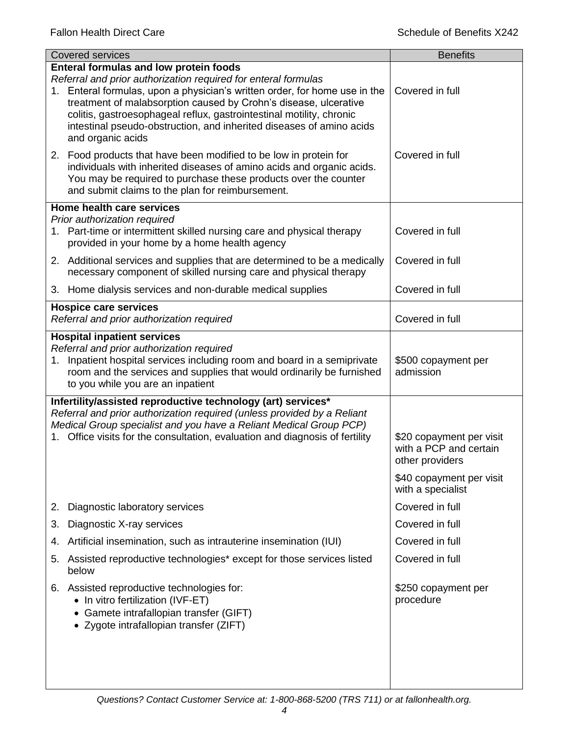| Covered services | Benefits |
|---|---|
| **Enteral formulas and low protein foods**<br>*Referral and prior authorization required for enteral formulas* | |
| 1. Enteral formulas, upon a physician's written order, for home use in the treatment of malabsorption caused by Crohn's disease, ulcerative colitis, gastroesophageal reflux, gastrointestinal motility, chronic intestinal pseudo-obstruction, and inherited diseases of amino acids and organic acids | Covered in full |
| 2. Food products that have been modified to be low in protein for individuals with inherited diseases of amino acids and organic acids. You may be required to purchase these products over the counter and submit claims to the plan for reimbursement. | Covered in full |
| **Home health care services**<br>*Prior authorization required* | |
| 1. Part-time or intermittent skilled nursing care and physical therapy provided in your home by a home health agency | Covered in full |
| 2. Additional services and supplies that are determined to be a medically necessary component of skilled nursing care and physical therapy | Covered in full |
| 3. Home dialysis services and non-durable medical supplies | Covered in full |
| **Hospice care services**<br>*Referral and prior authorization required* | Covered in full |
| **Hospital inpatient services**<br>*Referral and prior authorization required* | |
| 1. Inpatient hospital services including room and board in a semiprivate room and the services and supplies that would ordinarily be furnished to you while you are an inpatient | $500 copayment per admission |
| **Infertility/assisted reproductive technology (art) services***<br>*Referral and prior authorization required (unless provided by a Reliant Medical Group specialist and you have a Reliant Medical Group PCP)* | |
| 1. Office visits for the consultation, evaluation and diagnosis of fertility | $20 copayment per visit with a PCP and certain other providers<br><br>$40 copayment per visit with a specialist |
| 2. Diagnostic laboratory services | Covered in full |
| 3. Diagnostic X-ray services | Covered in full |
| 4. Artificial insemination, such as intrauterine insemination (IUI) | Covered in full |
| 5. Assisted reproductive technologies* except for those services listed below | Covered in full |
| 6. Assisted reproductive technologies for:<br>• In vitro fertilization (IVF-ET)<br>• Gamete intrafallopian transfer (GIFT)<br>• Zygote intrafallopian transfer (ZIFT) | $250 copayment per procedure |

*Questions? Contact Customer Service at: 1-800-868-5200 (TRS 711) or at fallonhealth.org.*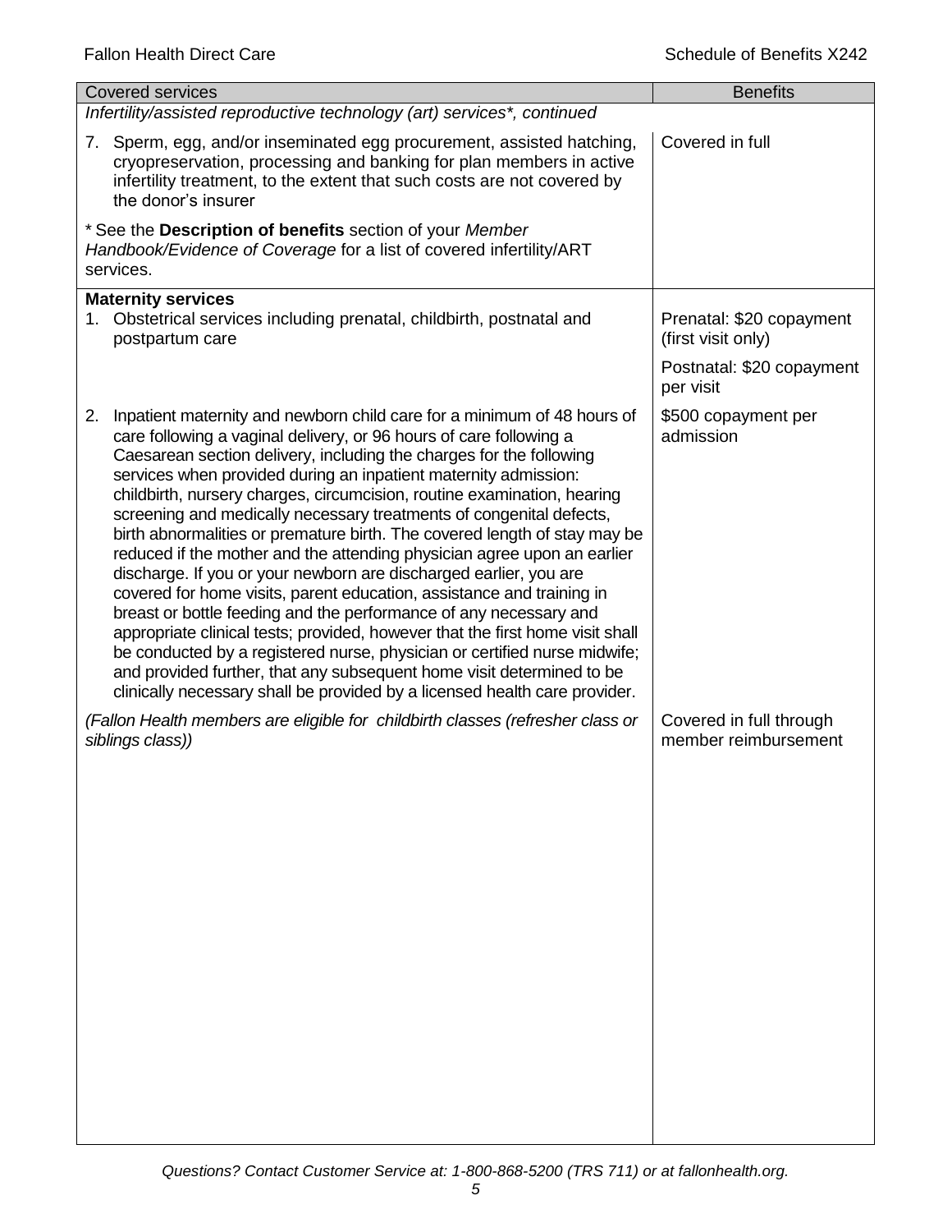| Covered services | Benefits |
|---|---|
| *Infertility/assisted reproductive technology (art) services\*, continued* | |
| 7. Sperm, egg, and/or inseminated egg procurement, assisted hatching, cryopreservation, processing and banking for plan members in active infertility treatment, to the extent that such costs are not covered by the donor's insurer | Covered in full |
| \* See the **Description of benefits** section of your *Member Handbook/Evidence of Coverage* for a list of covered infertility/ART services. | |
| **Maternity services** | |
| 1. Obstetrical services including prenatal, childbirth, postnatal and postpartum care | Prenatal: $20 copayment (first visit only)<br><br>Postnatal: $20 copayment per visit |
| 2. Inpatient maternity and newborn child care for a minimum of 48 hours of care following a vaginal delivery, or 96 hours of care following a Caesarean section delivery, including the charges for the following services when provided during an inpatient maternity admission: childbirth, nursery charges, circumcision, routine examination, hearing screening and medically necessary treatments of congenital defects, birth abnormalities or premature birth. The covered length of stay may be reduced if the mother and the attending physician agree upon an earlier discharge. If you or your newborn are discharged earlier, you are covered for home visits, parent education, assistance and training in breast or bottle feeding and the performance of any necessary and appropriate clinical tests; provided, however that the first home visit shall be conducted by a registered nurse, physician or certified nurse midwife; and provided further, that any subsequent home visit determined to be clinically necessary shall be provided by a licensed health care provider. | $500 copayment per admission |
| *(Fallon Health members are eligible for childbirth classes (refresher class or siblings class))* | Covered in full through member reimbursement |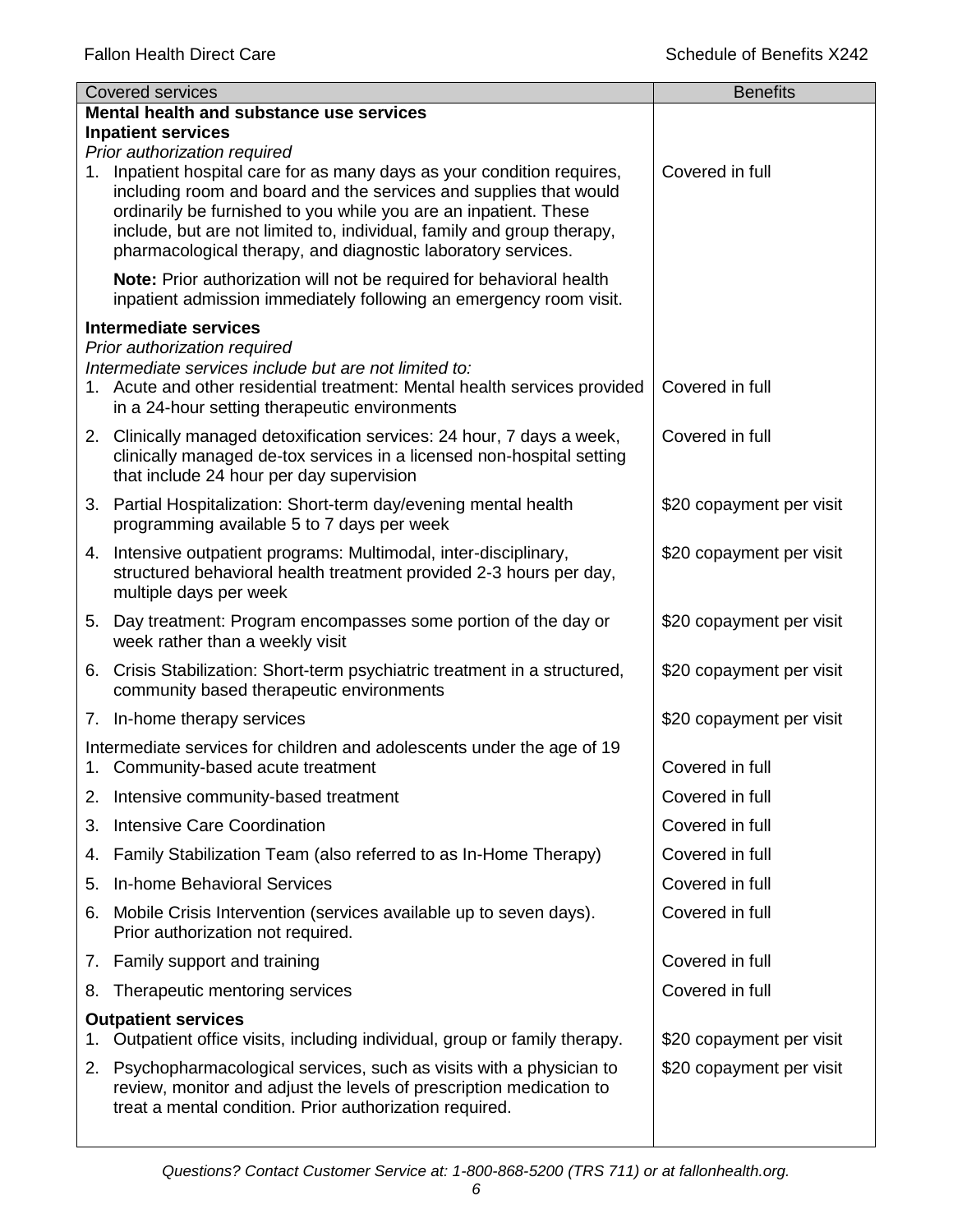| Covered services | Benefits |
|---|---|
| **Mental health and substance use services** | |
| **Inpatient services** | |
| *Prior authorization required* | |
| 1. Inpatient hospital care for as many days as your condition requires, including room and board and the services and supplies that would ordinarily be furnished to you while you are an inpatient. These include, but are not limited to, individual, family and group therapy, pharmacological therapy, and diagnostic laboratory services. | Covered in full |
| **Note:** Prior authorization will not be required for behavioral health inpatient admission immediately following an emergency room visit. | |
| **Intermediate services** | |
| *Prior authorization required* | |
| *Intermediate services include but are not limited to:* | |
| 1. Acute and other residential treatment: Mental health services provided in a 24-hour setting therapeutic environments | Covered in full |
| 2. Clinically managed detoxification services: 24 hour, 7 days a week, clinically managed de-tox services in a licensed non-hospital setting that include 24 hour per day supervision | Covered in full |
| 3. Partial Hospitalization: Short-term day/evening mental health programming available 5 to 7 days per week | \$20 copayment per visit |
| 4. Intensive outpatient programs: Multimodal, inter-disciplinary, structured behavioral health treatment provided 2-3 hours per day, multiple days per week | \$20 copayment per visit |
| 5. Day treatment: Program encompasses some portion of the day or week rather than a weekly visit | \$20 copayment per visit |
| 6. Crisis Stabilization: Short-term psychiatric treatment in a structured, community based therapeutic environments | \$20 copayment per visit |
| 7. In-home therapy services | \$20 copayment per visit |
| Intermediate services for children and adolescents under the age of 19 | |
| 1. Community-based acute treatment | Covered in full |
| 2. Intensive community-based treatment | Covered in full |
| 3. Intensive Care Coordination | Covered in full |
| 4. Family Stabilization Team (also referred to as In-Home Therapy) | Covered in full |
| 5. In-home Behavioral Services | Covered in full |
| 6. Mobile Crisis Intervention (services available up to seven days). Prior authorization not required. | Covered in full |
| 7. Family support and training | Covered in full |
| 8. Therapeutic mentoring services | Covered in full |
| **Outpatient services** | |
| 1. Outpatient office visits, including individual, group or family therapy. | \$20 copayment per visit |
| 2. Psychopharmacological services, such as visits with a physician to review, monitor and adjust the levels of prescription medication to treat a mental condition. Prior authorization required. | \$20 copayment per visit |

*Questions? Contact Customer Service at: 1-800-868-5200 (TRS 711) or at fallonhealth.org.*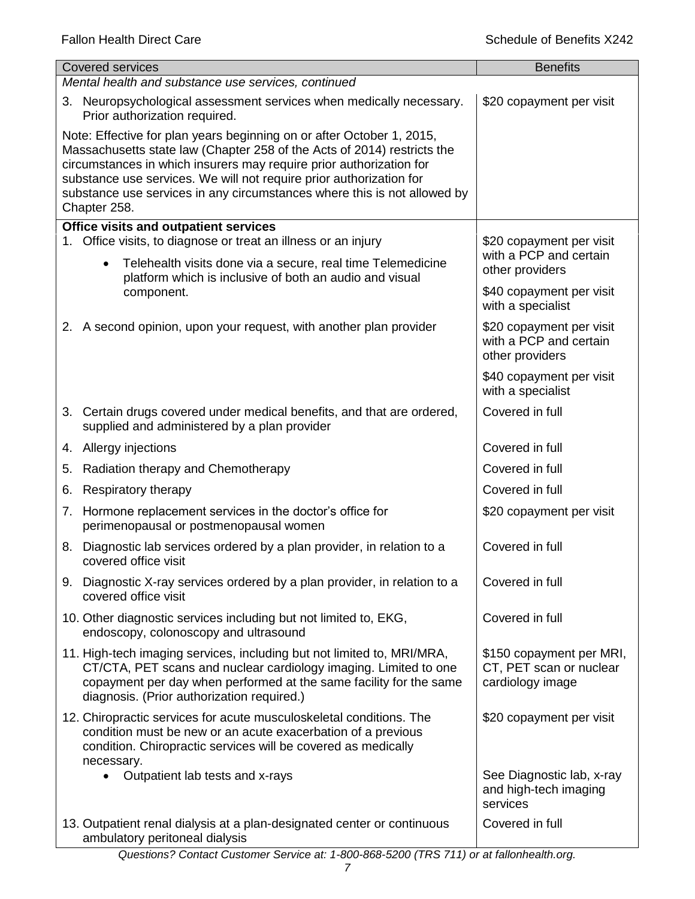| Covered services | Benefits |
|---|---|
| *Mental health and substance use services, continued* | |
| 3. Neuropsychological assessment services when medically necessary. Prior authorization required. | \$20 copayment per visit |
| Note: Effective for plan years beginning on or after October 1, 2015, Massachusetts state law (Chapter 258 of the Acts of 2014) restricts the circumstances in which insurers may require prior authorization for substance use services. We will not require prior authorization for substance use services in any circumstances where this is not allowed by Chapter 258. | |
| **Office visits and outpatient services** | |
| 1. Office visits, to diagnose or treat an illness or an injury<br>• Telehealth visits done via a secure, real time Telemedicine platform which is inclusive of both an audio and visual component. | \$20 copayment per visit with a PCP and certain other providers<br><br>\$40 copayment per visit with a specialist |
| 2. A second opinion, upon your request, with another plan provider | \$20 copayment per visit with a PCP and certain other providers<br><br>\$40 copayment per visit with a specialist |
| 3. Certain drugs covered under medical benefits, and that are ordered, supplied and administered by a plan provider | Covered in full |
| 4. Allergy injections | Covered in full |
| 5. Radiation therapy and Chemotherapy | Covered in full |
| 6. Respiratory therapy | Covered in full |
| 7. Hormone replacement services in the doctor's office for perimenopausal or postmenopausal women | \$20 copayment per visit |
| 8. Diagnostic lab services ordered by a plan provider, in relation to a covered office visit | Covered in full |
| 9. Diagnostic X-ray services ordered by a plan provider, in relation to a covered office visit | Covered in full |
| 10. Other diagnostic services including but not limited to, EKG, endoscopy, colonoscopy and ultrasound | Covered in full |
| 11. High-tech imaging services, including but not limited to, MRI/MRA, CT/CTA, PET scans and nuclear cardiology imaging. Limited to one copayment per day when performed at the same facility for the same diagnosis. (Prior authorization required.) | \$150 copayment per MRI, CT, PET scan or nuclear cardiology image |
| 12. Chiropractic services for acute musculoskeletal conditions. The condition must be new or an acute exacerbation of a previous condition. Chiropractic services will be covered as medically necessary.<br>• Outpatient lab tests and x-rays | \$20 copayment per visit<br><br>See Diagnostic lab, x-ray and high-tech imaging services |
| 13. Outpatient renal dialysis at a plan-designated center or continuous ambulatory peritoneal dialysis | Covered in full |

*Questions? Contact Customer Service at: 1-800-868-5200 (TRS 711) or at fallonhealth.org.*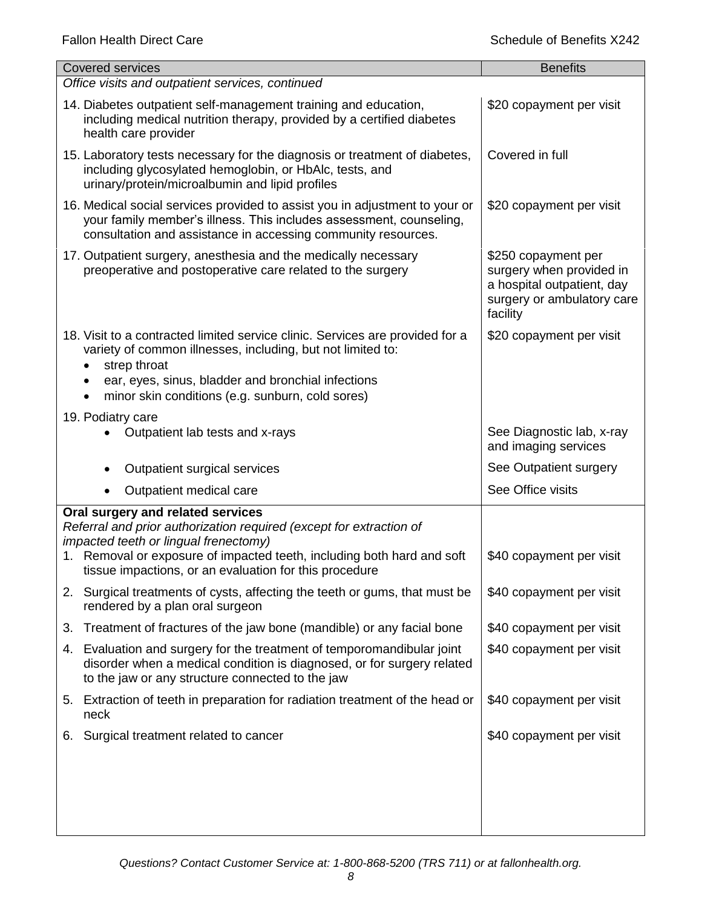| Covered services | Benefits |
|---|---|
| *Office visits and outpatient services, continued* | |
| 14. Diabetes outpatient self-management training and education, including medical nutrition therapy, provided by a certified diabetes health care provider | $20 copayment per visit |
| 15. Laboratory tests necessary for the diagnosis or treatment of diabetes, including glycosylated hemoglobin, or HbAlc, tests, and urinary/protein/microalbumin and lipid profiles | Covered in full |
| 16. Medical social services provided to assist you in adjustment to your or your family member's illness. This includes assessment, counseling, consultation and assistance in accessing community resources. | $20 copayment per visit |
| 17. Outpatient surgery, anesthesia and the medically necessary preoperative and postoperative care related to the surgery | $250 copayment per surgery when provided in a hospital outpatient, day surgery or ambulatory care facility |
| 18. Visit to a contracted limited service clinic. Services are provided for a variety of common illnesses, including, but not limited to:<br>• strep throat<br>• ear, eyes, sinus, bladder and bronchial infections<br>• minor skin conditions (e.g. sunburn, cold sores) | $20 copayment per visit |
| 19. Podiatry care | |
| • Outpatient lab tests and x-rays | See Diagnostic lab, x-ray and imaging services |
| • Outpatient surgical services | See Outpatient surgery |
| • Outpatient medical care | See Office visits |
| **Oral surgery and related services**<br>*Referral and prior authorization required (except for extraction of impacted teeth or lingual frenectomy)* | |
| 1. Removal or exposure of impacted teeth, including both hard and soft tissue impactions, or an evaluation for this procedure | $40 copayment per visit |
| 2. Surgical treatments of cysts, affecting the teeth or gums, that must be rendered by a plan oral surgeon | $40 copayment per visit |
| 3. Treatment of fractures of the jaw bone (mandible) or any facial bone | $40 copayment per visit |
| 4. Evaluation and surgery for the treatment of temporomandibular joint disorder when a medical condition is diagnosed, or for surgery related to the jaw or any structure connected to the jaw | $40 copayment per visit |
| 5. Extraction of teeth in preparation for radiation treatment of the head or neck | $40 copayment per visit |
| 6. Surgical treatment related to cancer | $40 copayment per visit |

*Questions? Contact Customer Service at: 1-800-868-5200 (TRS 711) or at fallonhealth.org.*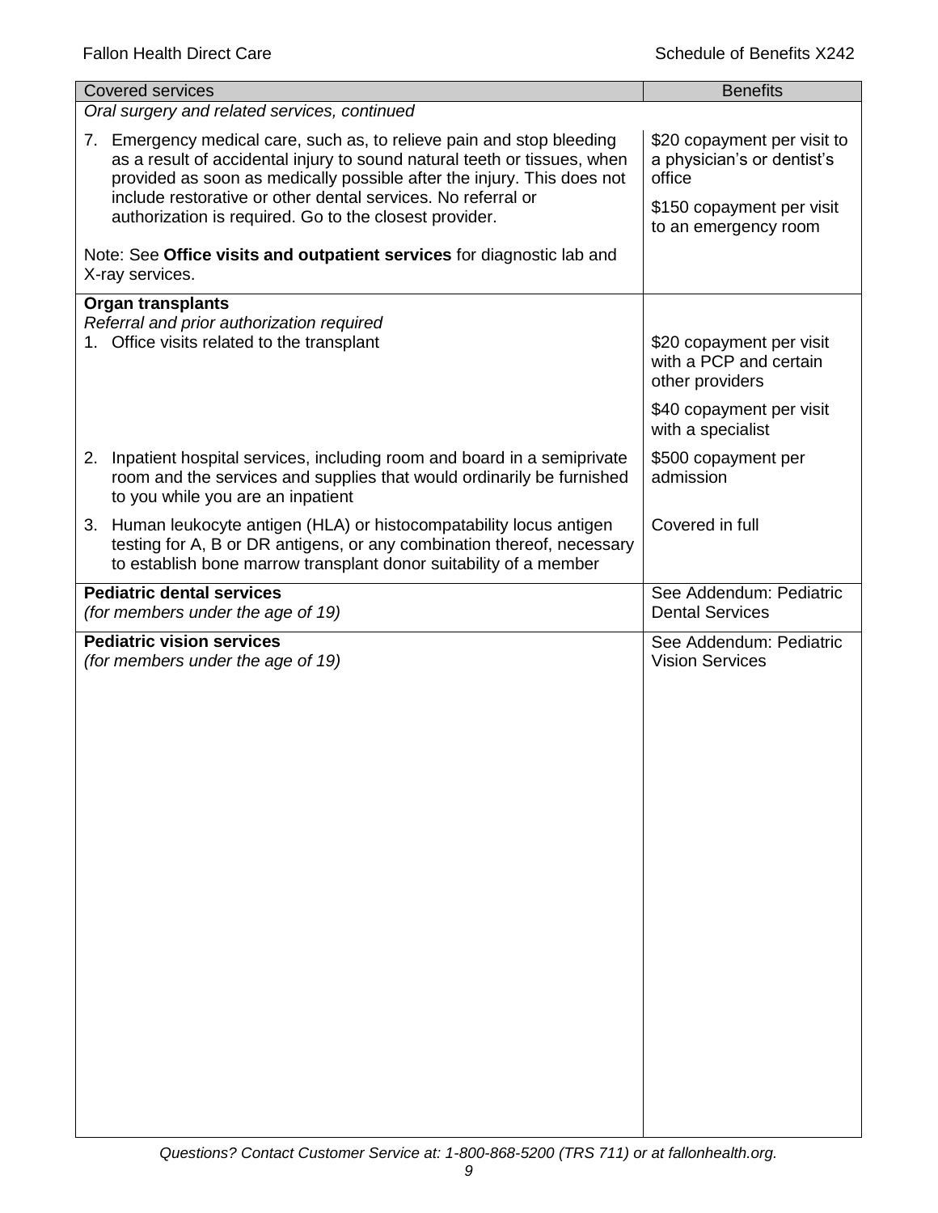| Covered services | Benefits |
|---|---|
| *Oral surgery and related services, continued* | |
| 7. Emergency medical care, such as, to relieve pain and stop bleeding as a result of accidental injury to sound natural teeth or tissues, when provided as soon as medically possible after the injury. This does not include restorative or other dental services. No referral or authorization is required. Go to the closest provider.<br><br>Note: See **Office visits and outpatient services** for diagnostic lab and X-ray services. | \$20 copayment per visit to a physician's or dentist's office<br><br>\$150 copayment per visit to an emergency room |
| **Organ transplants**<br>*Referral and prior authorization required*<br>1. Office visits related to the transplant | \$20 copayment per visit with a PCP and certain other providers<br><br>\$40 copayment per visit with a specialist |
| 2. Inpatient hospital services, including room and board in a semiprivate room and the services and supplies that would ordinarily be furnished to you while you are an inpatient | \$500 copayment per admission |
| 3. Human leukocyte antigen (HLA) or histocompatability locus antigen testing for A, B or DR antigens, or any combination thereof, necessary to establish bone marrow transplant donor suitability of a member | Covered in full |
| **Pediatric dental services**<br>*(for members under the age of 19)* | See Addendum: Pediatric Dental Services |
| **Pediatric vision services**<br>*(for members under the age of 19)* | See Addendum: Pediatric Vision Services |

*Questions? Contact Customer Service at: 1-800-868-5200 (TRS 711) or at fallonhealth.org.*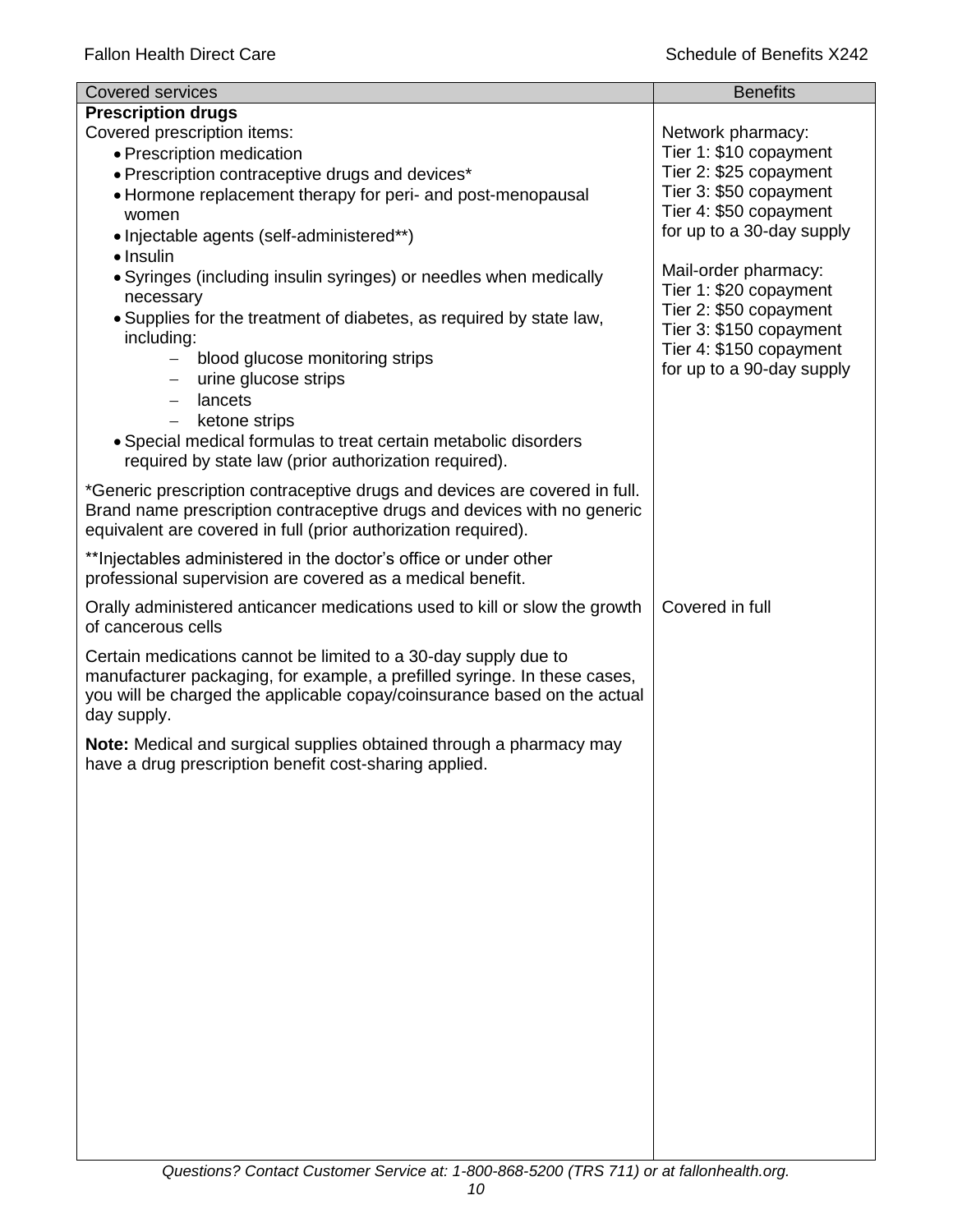| Covered services | Benefits |
|---|---|
| **Prescription drugs**<br>Covered prescription items:<br>• Prescription medication<br>• Prescription contraceptive drugs and devices*<br>• Hormone replacement therapy for peri- and post-menopausal women<br>• Injectable agents (self-administered**)<br>• Insulin<br>• Syringes (including insulin syringes) or needles when medically necessary<br>• Supplies for the treatment of diabetes, as required by state law, including:<br>– blood glucose monitoring strips<br>– urine glucose strips<br>– lancets<br>– ketone strips<br>• Special medical formulas to treat certain metabolic disorders required by state law (prior authorization required).<br><br>*Generic prescription contraceptive drugs and devices are covered in full. Brand name prescription contraceptive drugs and devices with no generic equivalent are covered in full (prior authorization required).<br><br>**Injectables administered in the doctor's office or under other professional supervision are covered as a medical benefit. | Network pharmacy:<br>Tier 1: $10 copayment<br>Tier 2: $25 copayment<br>Tier 3: $50 copayment<br>Tier 4: $50 copayment<br>for up to a 30-day supply<br><br>Mail-order pharmacy:<br>Tier 1: $20 copayment<br>Tier 2: $50 copayment<br>Tier 3: $150 copayment<br>Tier 4: $150 copayment<br>for up to a 90-day supply |
| Orally administered anticancer medications used to kill or slow the growth of cancerous cells | Covered in full |
| Certain medications cannot be limited to a 30-day supply due to manufacturer packaging, for example, a prefilled syringe. In these cases, you will be charged the applicable copay/coinsurance based on the actual day supply.<br><br>**Note:** Medical and surgical supplies obtained through a pharmacy may have a drug prescription benefit cost-sharing applied. | |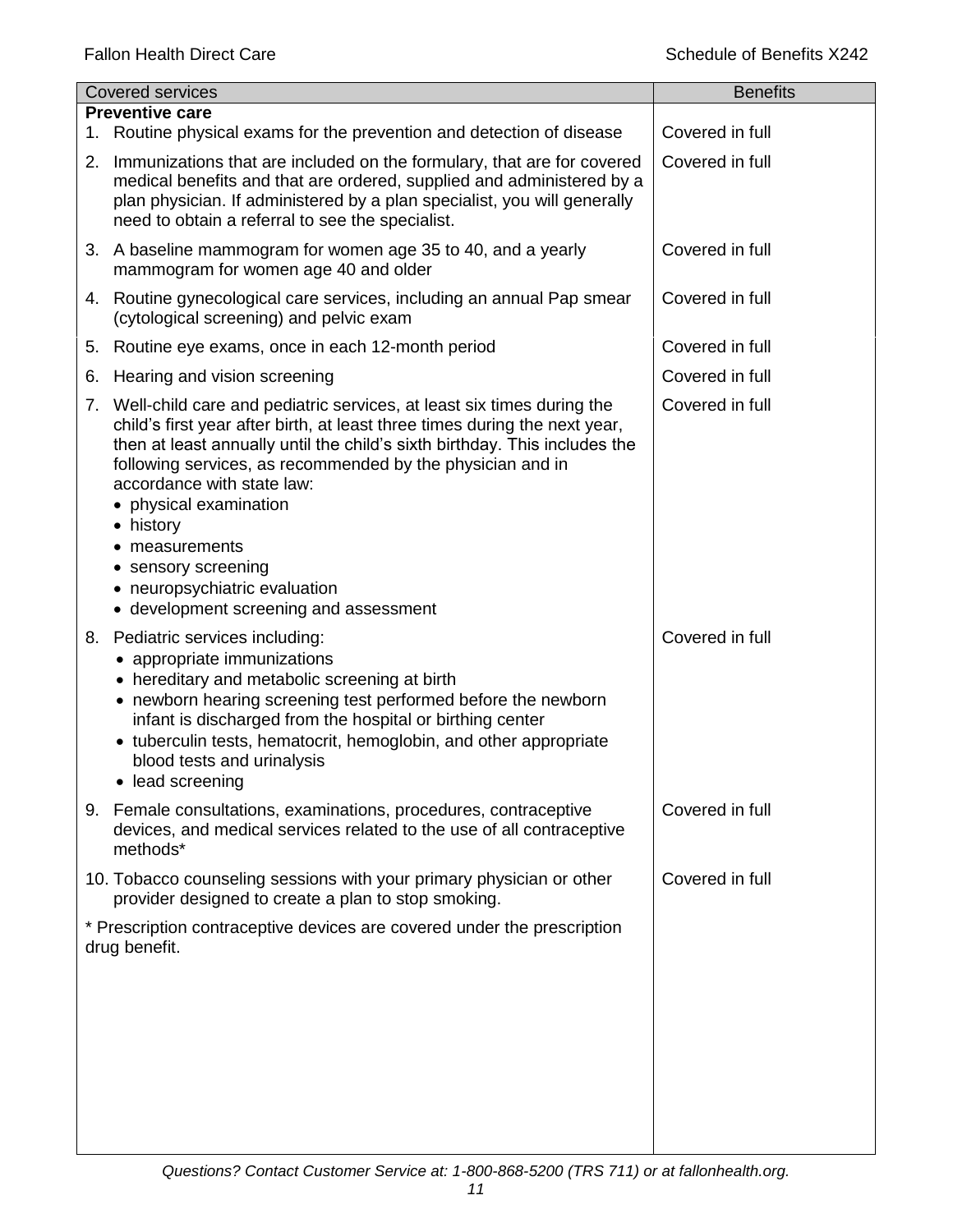| Covered services | Benefits |
|---|---|
| **Preventive care** | |
| 1. Routine physical exams for the prevention and detection of disease | Covered in full |
| 2. Immunizations that are included on the formulary, that are for covered medical benefits and that are ordered, supplied and administered by a plan physician. If administered by a plan specialist, you will generally need to obtain a referral to see the specialist. | Covered in full |
| 3. A baseline mammogram for women age 35 to 40, and a yearly mammogram for women age 40 and older | Covered in full |
| 4. Routine gynecological care services, including an annual Pap smear (cytological screening) and pelvic exam | Covered in full |
| 5. Routine eye exams, once in each 12-month period | Covered in full |
| 6. Hearing and vision screening | Covered in full |
| 7. Well-child care and pediatric services, at least six times during the child's first year after birth, at least three times during the next year, then at least annually until the child's sixth birthday. This includes the following services, as recommended by the physician and in accordance with state law:<br>• physical examination<br>• history<br>• measurements<br>• sensory screening<br>• neuropsychiatric evaluation<br>• development screening and assessment | Covered in full |
| 8. Pediatric services including:<br>• appropriate immunizations<br>• hereditary and metabolic screening at birth<br>• newborn hearing screening test performed before the newborn infant is discharged from the hospital or birthing center<br>• tuberculin tests, hematocrit, hemoglobin, and other appropriate blood tests and urinalysis<br>• lead screening | Covered in full |
| 9. Female consultations, examinations, procedures, contraceptive devices, and medical services related to the use of all contraceptive methods* | Covered in full |
| 10. Tobacco counseling sessions with your primary physician or other provider designed to create a plan to stop smoking. | Covered in full |
| * Prescription contraceptive devices are covered under the prescription drug benefit. | |

*Questions? Contact Customer Service at: 1-800-868-5200 (TRS 711) or at fallonhealth.org.*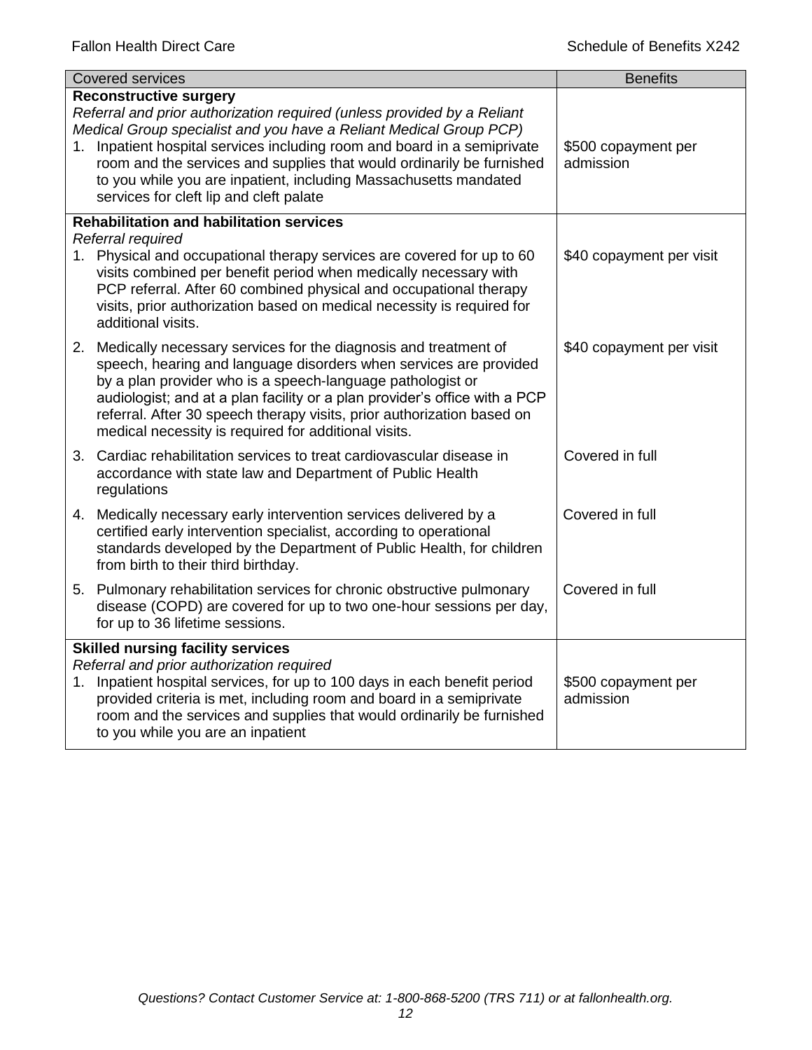| Covered services | Benefits |
|---|---|
| **Reconstructive surgery**<br>*Referral and prior authorization required (unless provided by a Reliant Medical Group specialist and you have a Reliant Medical Group PCP)*<br>1. Inpatient hospital services including room and board in a semiprivate room and the services and supplies that would ordinarily be furnished to you while you are inpatient, including Massachusetts mandated services for cleft lip and cleft palate | \$500 copayment per admission |
| **Rehabilitation and habilitation services**<br>*Referral required*<br>1. Physical and occupational therapy services are covered for up to 60 visits combined per benefit period when medically necessary with PCP referral. After 60 combined physical and occupational therapy visits, prior authorization based on medical necessity is required for additional visits. | \$40 copayment per visit |
| 2. Medically necessary services for the diagnosis and treatment of speech, hearing and language disorders when services are provided by a plan provider who is a speech-language pathologist or audiologist; and at a plan facility or a plan provider's office with a PCP referral. After 30 speech therapy visits, prior authorization based on medical necessity is required for additional visits. | \$40 copayment per visit |
| 3. Cardiac rehabilitation services to treat cardiovascular disease in accordance with state law and Department of Public Health regulations | Covered in full |
| 4. Medically necessary early intervention services delivered by a certified early intervention specialist, according to operational standards developed by the Department of Public Health, for children from birth to their third birthday. | Covered in full |
| 5. Pulmonary rehabilitation services for chronic obstructive pulmonary disease (COPD) are covered for up to two one-hour sessions per day, for up to 36 lifetime sessions. | Covered in full |
| **Skilled nursing facility services**<br>*Referral and prior authorization required*<br>1. Inpatient hospital services, for up to 100 days in each benefit period provided criteria is met, including room and board in a semiprivate room and the services and supplies that would ordinarily be furnished to you while you are an inpatient | \$500 copayment per admission |

*Questions? Contact Customer Service at: 1-800-868-5200 (TRS 711) or at fallonhealth.org.*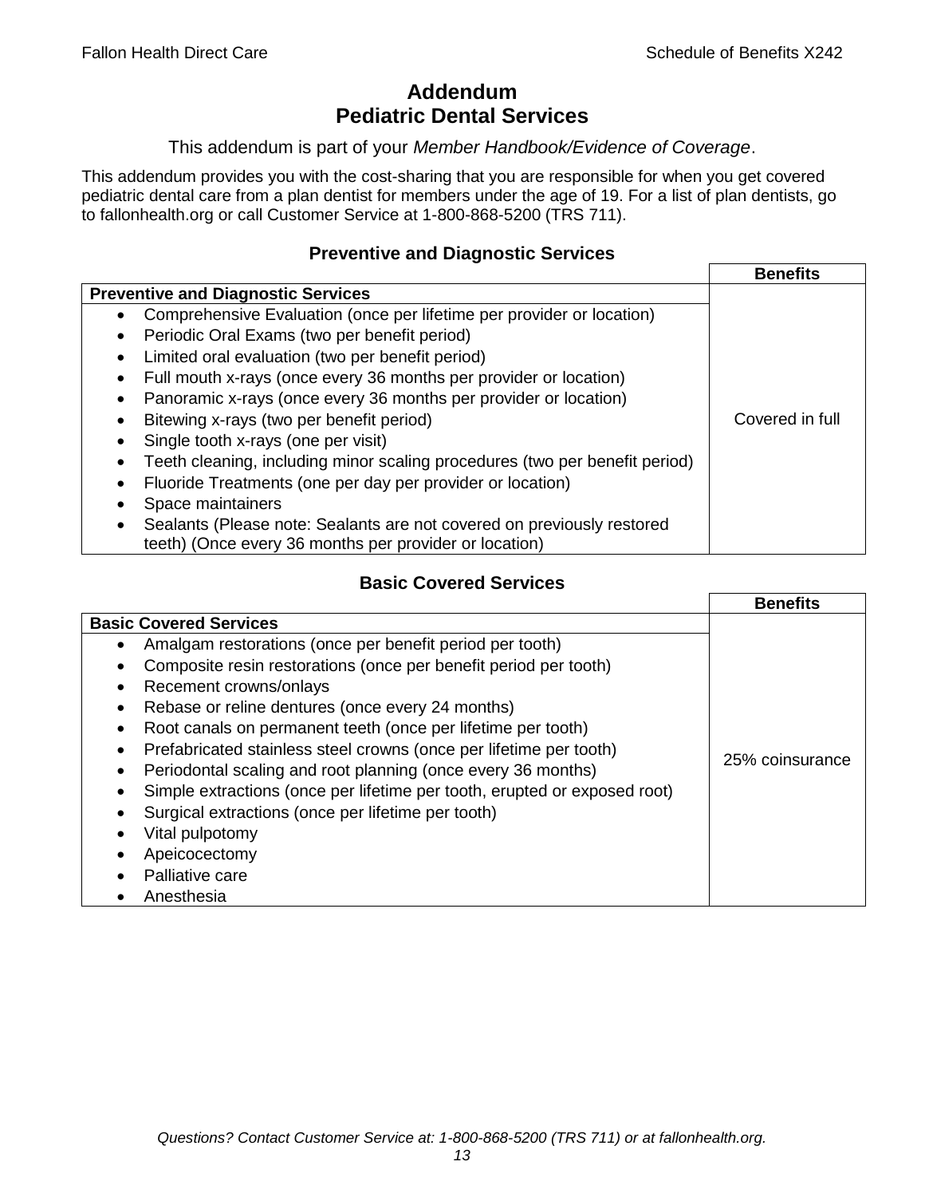# Addendum
# Pediatric Dental Services

This addendum is part of your *Member Handbook/Evidence of Coverage*.

This addendum provides you with the cost-sharing that you are responsible for when you get covered pediatric dental care from a plan dentist for members under the age of 19. For a list of plan dentists, go to fallonhealth.org or call Customer Service at 1-800-868-5200 (TRS 711).

### Preventive and Diagnostic Services

| **Preventive and Diagnostic Services** | **Benefits** |
|---|---|
| • Comprehensive Evaluation (once per lifetime per provider or location)<br>• Periodic Oral Exams (two per benefit period)<br>• Limited oral evaluation (two per benefit period)<br>• Full mouth x-rays (once every 36 months per provider or location)<br>• Panoramic x-rays (once every 36 months per provider or location)<br>• Bitewing x-rays (two per benefit period)<br>• Single tooth x-rays (one per visit)<br>• Teeth cleaning, including minor scaling procedures (two per benefit period)<br>• Fluoride Treatments (one per day per provider or location)<br>• Space maintainers<br>• Sealants (Please note: Sealants are not covered on previously restored teeth) (Once every 36 months per provider or location) | Covered in full |

### Basic Covered Services

| **Basic Covered Services** | **Benefits** |
|---|---|
| • Amalgam restorations (once per benefit period per tooth)<br>• Composite resin restorations (once per benefit period per tooth)<br>• Recement crowns/onlays<br>• Rebase or reline dentures (once every 24 months)<br>• Root canals on permanent teeth (once per lifetime per tooth)<br>• Prefabricated stainless steel crowns (once per lifetime per tooth)<br>• Periodontal scaling and root planning (once every 36 months)<br>• Simple extractions (once per lifetime per tooth, erupted or exposed root)<br>• Surgical extractions (once per lifetime per tooth)<br>• Vital pulpotomy<br>• Apeicocectomy<br>• Palliative care<br>• Anesthesia | 25% coinsurance |

*Questions? Contact Customer Service at: 1-800-868-5200 (TRS 711) or at fallonhealth.org.*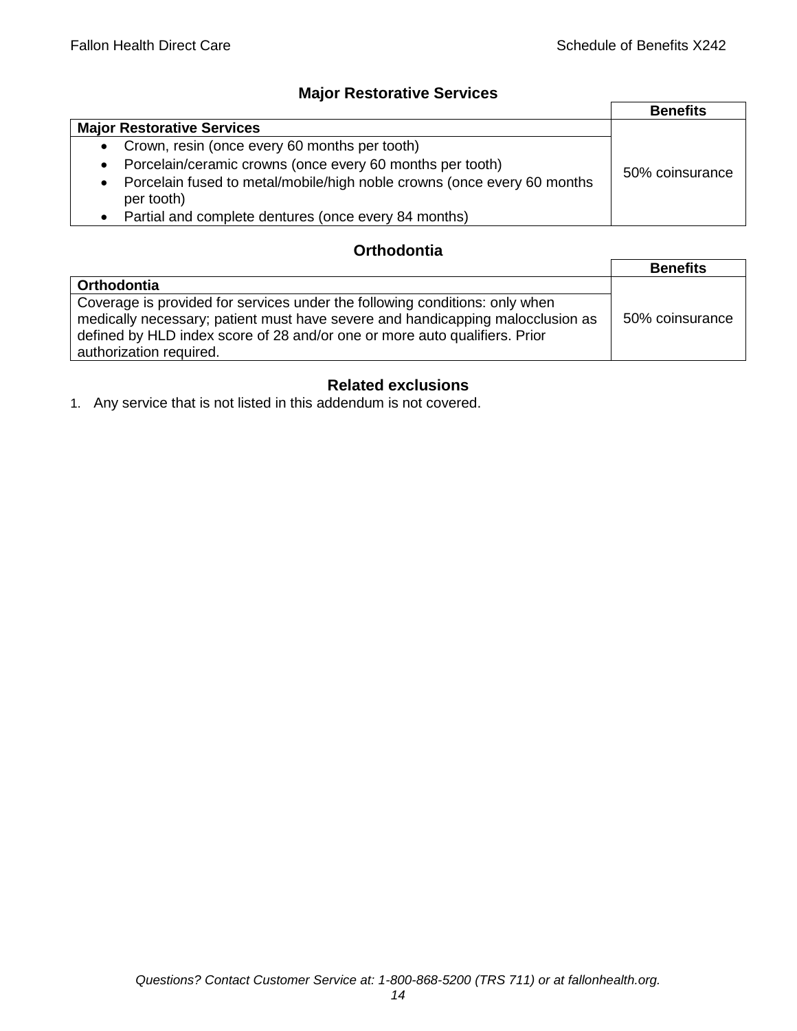## Major Restorative Services

| | Benefits |
|---|---|
| **Major Restorative Services** | 50% coinsurance |
| • Crown, resin (once every 60 months per tooth)<br>• Porcelain/ceramic crowns (once every 60 months per tooth)<br>• Porcelain fused to metal/mobile/high noble crowns (once every 60 months per tooth)<br>• Partial and complete dentures (once every 84 months) | |

## Orthodontia

| | Benefits |
|---|---|
| **Orthodontia** | 50% coinsurance |
| Coverage is provided for services under the following conditions: only when medically necessary; patient must have severe and handicapping malocclusion as defined by HLD index score of 28 and/or one or more auto qualifiers. Prior authorization required. | |

## Related exclusions

1. Any service that is not listed in this addendum is not covered.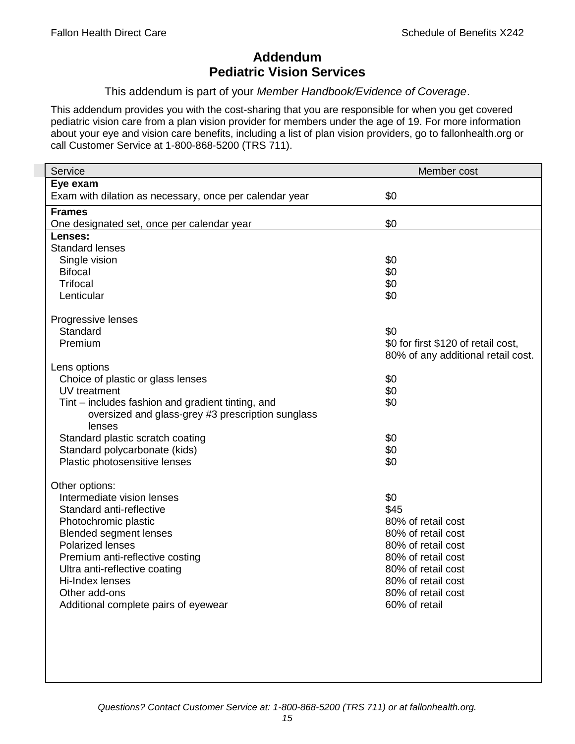# Addendum
# Pediatric Vision Services

This addendum is part of your *Member Handbook/Evidence of Coverage*.

This addendum provides you with the cost-sharing that you are responsible for when you get covered pediatric vision care from a plan vision provider for members under the age of 19. For more information about your eye and vision care benefits, including a list of plan vision providers, go to fallonhealth.org or call Customer Service at 1-800-868-5200 (TRS 711).

| Service | Member cost |
| --- | --- |
| **Eye exam** | |
| Exam with dilation as necessary, once per calendar year | $0 |
| **Frames** | |
| One designated set, once per calendar year | $0 |
| **Lenses:** | |
| Standard lenses | |
| Single vision | $0 |
| Bifocal | $0 |
| Trifocal | $0 |
| Lenticular | $0 |
| Progressive lenses | |
| Standard | $0 |
| Premium | $0 for first $120 of retail cost, 80% of any additional retail cost. |
| Lens options | |
| Choice of plastic or glass lenses | $0 |
| UV treatment | $0 |
| Tint – includes fashion and gradient tinting, and oversized and glass-grey #3 prescription sunglass lenses | $0 |
| Standard plastic scratch coating | $0 |
| Standard polycarbonate (kids) | $0 |
| Plastic photosensitive lenses | $0 |
| Other options: | |
| Intermediate vision lenses | $0 |
| Standard anti-reflective | $45 |
| Photochromic plastic | 80% of retail cost |
| Blended segment lenses | 80% of retail cost |
| Polarized lenses | 80% of retail cost |
| Premium anti-reflective costing | 80% of retail cost |
| Ultra anti-reflective coating | 80% of retail cost |
| Hi-Index lenses | 80% of retail cost |
| Other add-ons | 80% of retail cost |
| Additional complete pairs of eyewear | 60% of retail |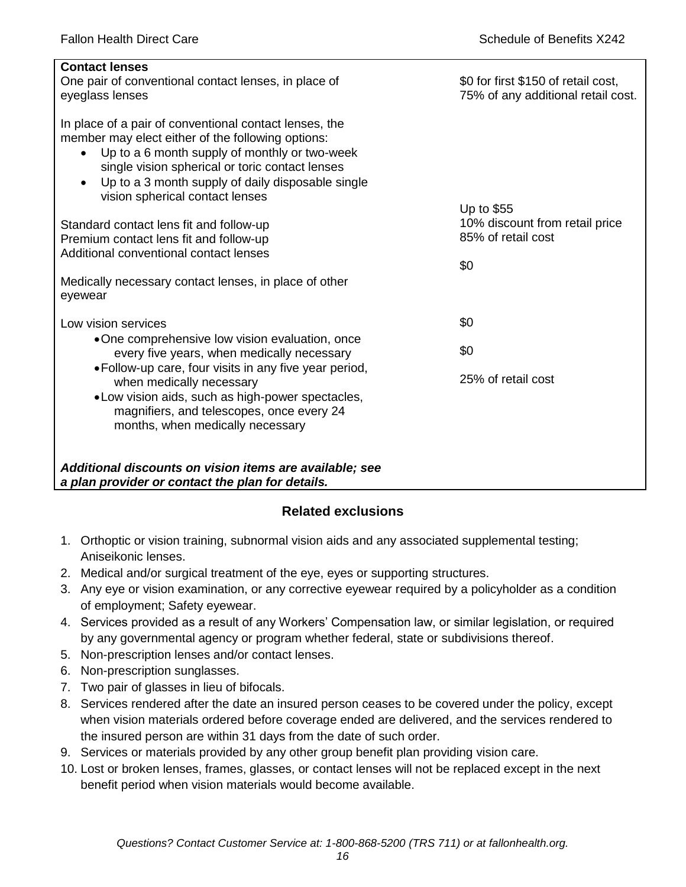| **Contact lenses** | |
|---|---|
| One pair of conventional contact lenses, in place of eyeglass lenses | \$0 for first \$150 of retail cost, 75% of any additional retail cost. |
| In place of a pair of conventional contact lenses, the member may elect either of the following options:<br>• Up to a 6 month supply of monthly or two-week single vision spherical or toric contact lenses<br>• Up to a 3 month supply of daily disposable single vision spherical contact lenses | |
| Standard contact lens fit and follow-up | Up to \$55 |
| Premium contact lens fit and follow-up | 10% discount from retail price |
| Additional conventional contact lenses | 85% of retail cost |
| Medically necessary contact lenses, in place of other eyewear | \$0 |
| Low vision services | |
| • One comprehensive low vision evaluation, once every five years, when medically necessary | \$0 |
| • Follow-up care, four visits in any five year period, when medically necessary | \$0 |
| • Low vision aids, such as high-power spectacles, magnifiers, and telescopes, once every 24 months, when medically necessary | 25% of retail cost |
| ***Additional discounts on vision items are available; see a plan provider or contact the plan for details.*** | |

## Related exclusions

1. Orthoptic or vision training, subnormal vision aids and any associated supplemental testing; Aniseikonic lenses.
2. Medical and/or surgical treatment of the eye, eyes or supporting structures.
3. Any eye or vision examination, or any corrective eyewear required by a policyholder as a condition of employment; Safety eyewear.
4. Services provided as a result of any Workers' Compensation law, or similar legislation, or required by any governmental agency or program whether federal, state or subdivisions thereof.
5. Non-prescription lenses and/or contact lenses.
6. Non-prescription sunglasses.
7. Two pair of glasses in lieu of bifocals.
8. Services rendered after the date an insured person ceases to be covered under the policy, except when vision materials ordered before coverage ended are delivered, and the services rendered to the insured person are within 31 days from the date of such order.
9. Services or materials provided by any other group benefit plan providing vision care.
10. Lost or broken lenses, frames, glasses, or contact lenses will not be replaced except in the next benefit period when vision materials would become available.

*Questions? Contact Customer Service at: 1-800-868-5200 (TRS 711) or at fallonhealth.org.*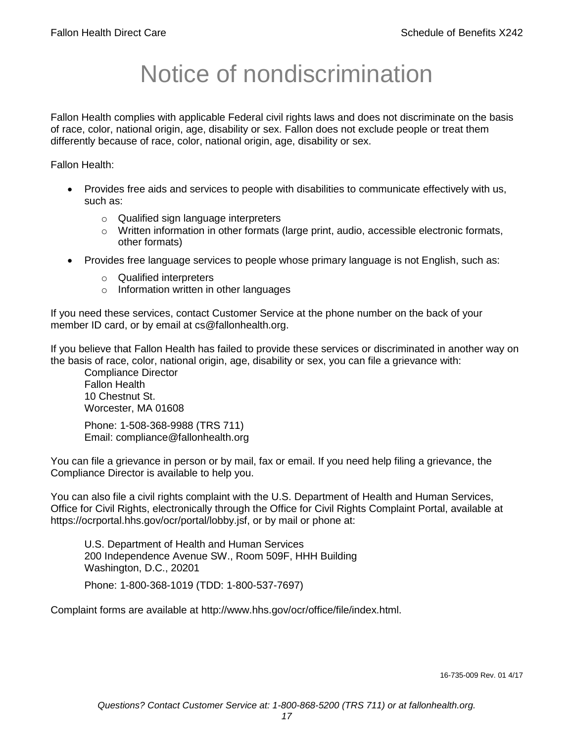# Notice of nondiscrimination

Fallon Health complies with applicable Federal civil rights laws and does not discriminate on the basis of race, color, national origin, age, disability or sex. Fallon does not exclude people or treat them differently because of race, color, national origin, age, disability or sex.

Fallon Health:

- Provides free aids and services to people with disabilities to communicate effectively with us, such as:
  - Qualified sign language interpreters
  - Written information in other formats (large print, audio, accessible electronic formats, other formats)
- Provides free language services to people whose primary language is not English, such as:
  - Qualified interpreters
  - Information written in other languages

If you need these services, contact Customer Service at the phone number on the back of your member ID card, or by email at cs@fallonhealth.org.

If you believe that Fallon Health has failed to provide these services or discriminated in another way on the basis of race, color, national origin, age, disability or sex, you can file a grievance with:

Compliance Director
Fallon Health
10 Chestnut St.
Worcester, MA 01608

Phone: 1-508-368-9988 (TRS 711)
Email: compliance@fallonhealth.org

You can file a grievance in person or by mail, fax or email. If you need help filing a grievance, the Compliance Director is available to help you.

You can also file a civil rights complaint with the U.S. Department of Health and Human Services, Office for Civil Rights, electronically through the Office for Civil Rights Complaint Portal, available at https://ocrportal.hhs.gov/ocr/portal/lobby.jsf, or by mail or phone at:

U.S. Department of Health and Human Services
200 Independence Avenue SW., Room 509F, HHH Building
Washington, D.C., 20201

Phone: 1-800-368-1019 (TDD: 1-800-537-7697)

Complaint forms are available at http://www.hhs.gov/ocr/office/file/index.html.

16-735-009 Rev. 01 4/17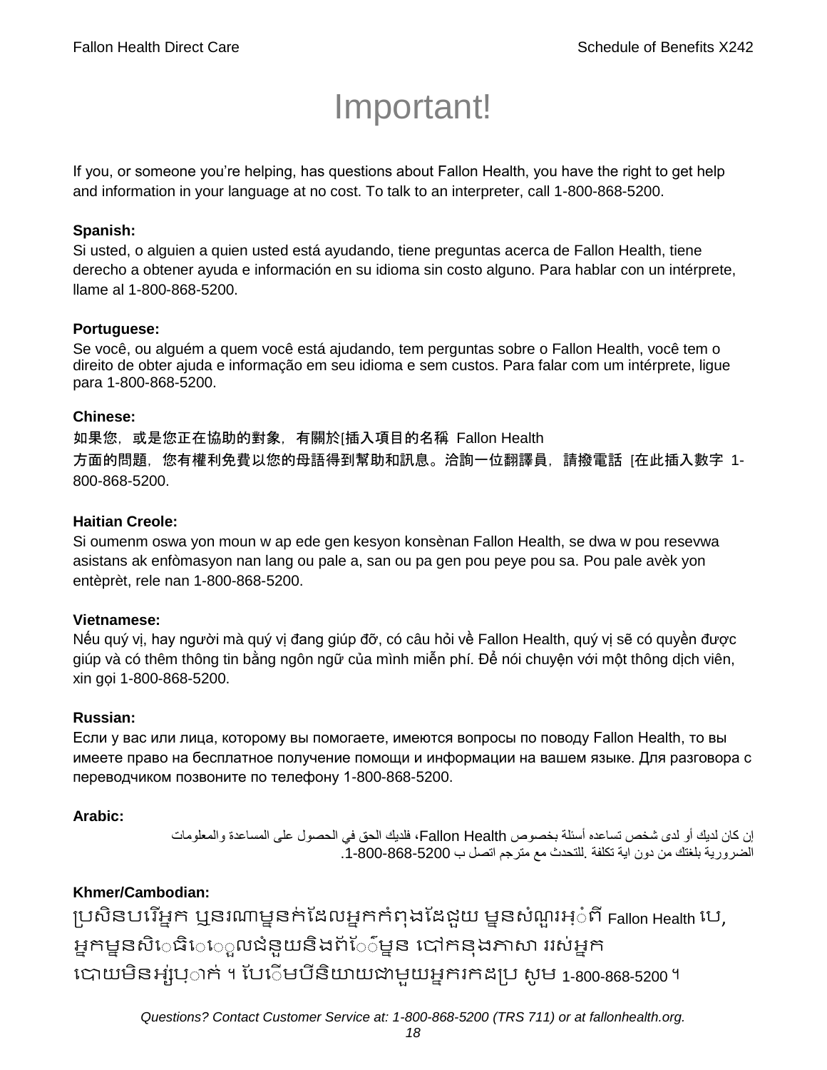# Important!

If you, or someone you're helping, has questions about Fallon Health, you have the right to get help and information in your language at no cost. To talk to an interpreter, call 1-800-868-5200.

**Spanish:**
Si usted, o alguien a quien usted está ayudando, tiene preguntas acerca de Fallon Health, tiene derecho a obtener ayuda e información en su idioma sin costo alguno. Para hablar con un intérprete, llame al 1-800-868-5200.

**Portuguese:**
Se você, ou alguém a quem você está ajudando, tem perguntas sobre o Fallon Health, você tem o direito de obter ajuda e informação em seu idioma e sem custos. Para falar com um intérprete, ligue para 1-800-868-5200.

**Chinese:**
如果您，或是您正在協助的對象，有關於[插入項目的名稱 Fallon Health 方面的問題，您有權利免費以您的母語得到幫助和訊息。洽詢一位翻譯員，請撥電話 [在此插入數字 1-800-868-5200.

**Haitian Creole:**
Si oumenm oswa yon moun w ap ede gen kesyon konsènan Fallon Health, se dwa w pou resevwa asistans ak enfòmasyon nan lang ou pale a, san ou pa gen pou peye pou sa. Pou pale avèk yon entèprèt, rele nan 1-800-868-5200.

**Vietnamese:**
Nếu quý vị, hay người mà quý vị đang giúp đỡ, có câu hỏi về Fallon Health, quý vị sẽ có quyền được giúp và có thêm thông tin bằng ngôn ngữ của mình miễn phí. Để nói chuyện với một thông dịch viên, xin gọi 1-800-868-5200.

**Russian:**
Если у вас или лица, которому вы помогаете, имеются вопросы по поводу Fallon Health, то вы имеете право на бесплатное получение помощи и информации на вашем языке. Для разговора с переводчиком позвоните по телефону 1-800-868-5200.

**Arabic:**
إن كان لديك أو لدى شخص تساعده أسئلة بخصوص Fallon Health، فلديك الحق في الحصول على المساعدة والمعلومات الضرورية بلغتك من دون اية تكلفة .للتحدث مع مترجم اتصل ب 1-800-868-5200.

**Khmer/Cambodian:**
ប្រសិនបរើអ្នក ឬនរណាម្នក់ដែលអ្នកកំពុងដែជួយ ម្នសំណួរអ្ំពី Fallon Health បេ, អ្នកម្នសិេធិេេួលជំនួយនិងព័ែ៌ម្នន បៅកនុងភាសា ររស់អ្នក បោយមិនអ្ស់រុ្ាក់ ។ បែេើមបីនិយាយជាមួយអ្នករកដប្រ សូម 1-800-868-5200 ។

*Questions? Contact Customer Service at: 1-800-868-5200 (TRS 711) or at fallonhealth.org.*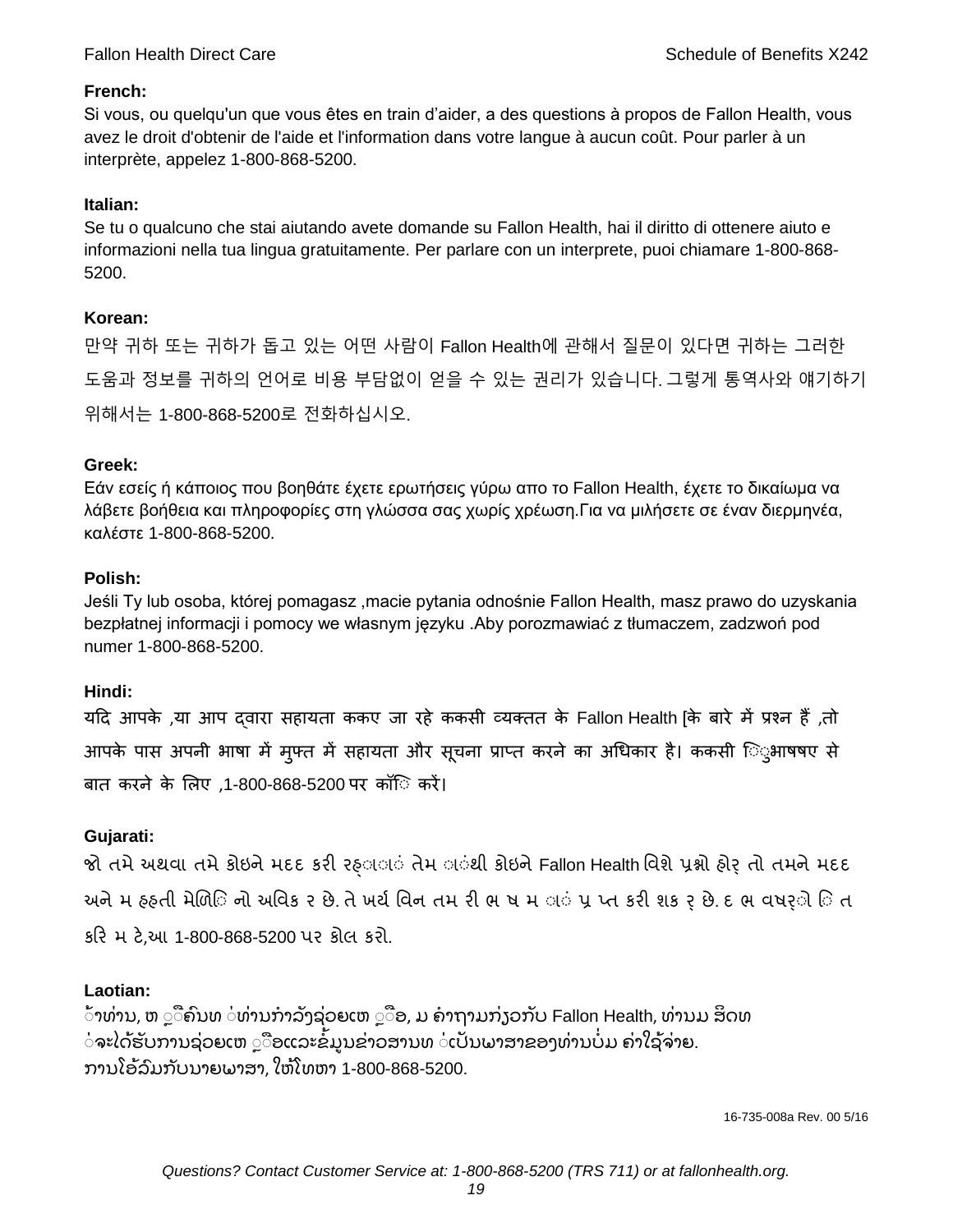**French:**
Si vous, ou quelqu'un que vous êtes en train d’aider, a des questions à propos de Fallon Health, vous avez le droit d'obtenir de l'aide et l'information dans votre langue à aucun coût. Pour parler à un interprète, appelez 1-800-868-5200.

**Italian:**
Se tu o qualcuno che stai aiutando avete domande su Fallon Health, hai il diritto di ottenere aiuto e informazioni nella tua lingua gratuitamente. Per parlare con un interprete, puoi chiamare 1-800-868-5200.

**Korean:**
만약 귀하 또는 귀하가 돕고 있는 어떤 사람이 Fallon Health에 관해서 질문이 있다면 귀하는 그러한 도움과 정보를 귀하의 언어로 비용 부담없이 얻을 수 있는 권리가 있습니다. 그렇게 통역사와 얘기하기 위해서는 1-800-868-5200로 전화하십시오.

**Greek:**
Εάν εσείς ή κάποιος που βοηθάτε έχετε ερωτήσεις γύρω απο το Fallon Health, έχετε το δικαίωμα να λάβετε βοήθεια και πληροφορίες στη γλώσσα σας χωρίς χρέωση.Για να μιλήσετε σε έναν διερμηνέα, καλέστε 1-800-868-5200.

**Polish:**
Jeśli Ty lub osoba, której pomagasz ,macie pytania odnośnie Fallon Health, masz prawo do uzyskania bezpłatnej informacji i pomocy we własnym języku .Aby porozmawiać z tłumaczem, zadzwoń pod numer 1-800-868-5200.

**Hindi:**
यदि आपके ,या आप द्वारा सहायता ककए जा रहे ककसी व्यक्तत के Fallon Health [के बारे में प्रश्न हैं ,तो आपके पास अपनी भाषा में मुफ्त में सहायता और सूचना प्राप्त करने का अधिकार है। ककसी ि्ुभाषषए से बात करने के लिए ,1-800-868-5200 पर कॉि करें।

**Gujarati:**
જો તમે અથવા તમે કોઇને મદદ કરી રહ્ાાં તેમ ાંથી કોઇને Fallon Health વિશે પ્રશ્નો હોર્ તો તમને મદદ અને મ હહતી મેળિિ નો અવિક ર છે. તે ખર્ચ વિન તમ રી ભ ષ મ ાં પ્ર પ્ત કરી શક ર્ છે. દ ભ વષર્ો િ ત કરિ મ ટે,આ 1-800-868-5200 પર કોલ કરો.

**Laotian:**
ຖ້າທ່ານ, ຫ ຼືຄົນທ ່ທ່ານກໍາລັງຊ່ວຍເຫ ຼືອ, ມ ຄໍາຖາມກ່ຽວກັບ Fallon Health, ທ່ານມ ສິດທ ່ຈະໄດ້ຮັບການຊ່ວຍເຫ ຼືອແລະຂໍ້ມູນຂ່າວສານທ ່ເປັນພາສາຂອງທ່ານບໍ່ມ ຄ່າໃຊ້ຈ່າຍ. ການໂອ້ລົມກັບນາຍພາສາ, ໃຫ້ໂທຫາ 1-800-868-5200.

16-735-008a Rev. 00 5/16

*Questions? Contact Customer Service at: 1-800-868-5200 (TRS 711) or at fallonhealth.org.*